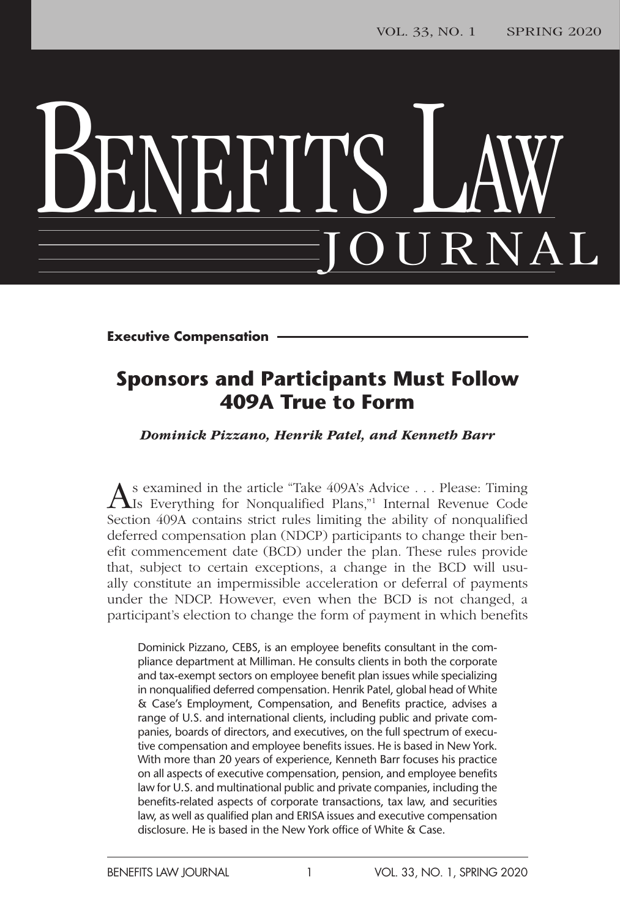# BENEFITS LAW JOURNAL

**Executive Compensation**

## Sponsors and Participants Must Follow 409A True to Form

***Dominick Pizzano, Henrik Patel, and Kenneth Barr***

As examined in the article "Take 409A's Advice . . . Please: Timing Is Everything for Nonqualified Plans,"[1] Internal Revenue Code Section 409A contains strict rules limiting the ability of nonqualified deferred compensation plan (NDCP) participants to change their benefit commencement date (BCD) under the plan. These rules provide that, subject to certain exceptions, a change in the BCD will usually constitute an impermissible acceleration or deferral of payments under the NDCP. However, even when the BCD is not changed, a participant's election to change the form of payment in which benefits

Dominick Pizzano, CEBS, is an employee benefits consultant in the compliance department at Milliman. He consults clients in both the corporate and tax-exempt sectors on employee benefit plan issues while specializing in nonqualified deferred compensation. Henrik Patel, global head of White & Case's Employment, Compensation, and Benefits practice, advises a range of U.S. and international clients, including public and private companies, boards of directors, and executives, on the full spectrum of executive compensation and employee benefits issues. He is based in New York. With more than 20 years of experience, Kenneth Barr focuses his practice on all aspects of executive compensation, pension, and employee benefits law for U.S. and multinational public and private companies, including the benefits-related aspects of corporate transactions, tax law, and securities law, as well as qualified plan and ERISA issues and executive compensation disclosure. He is based in the New York office of White & Case.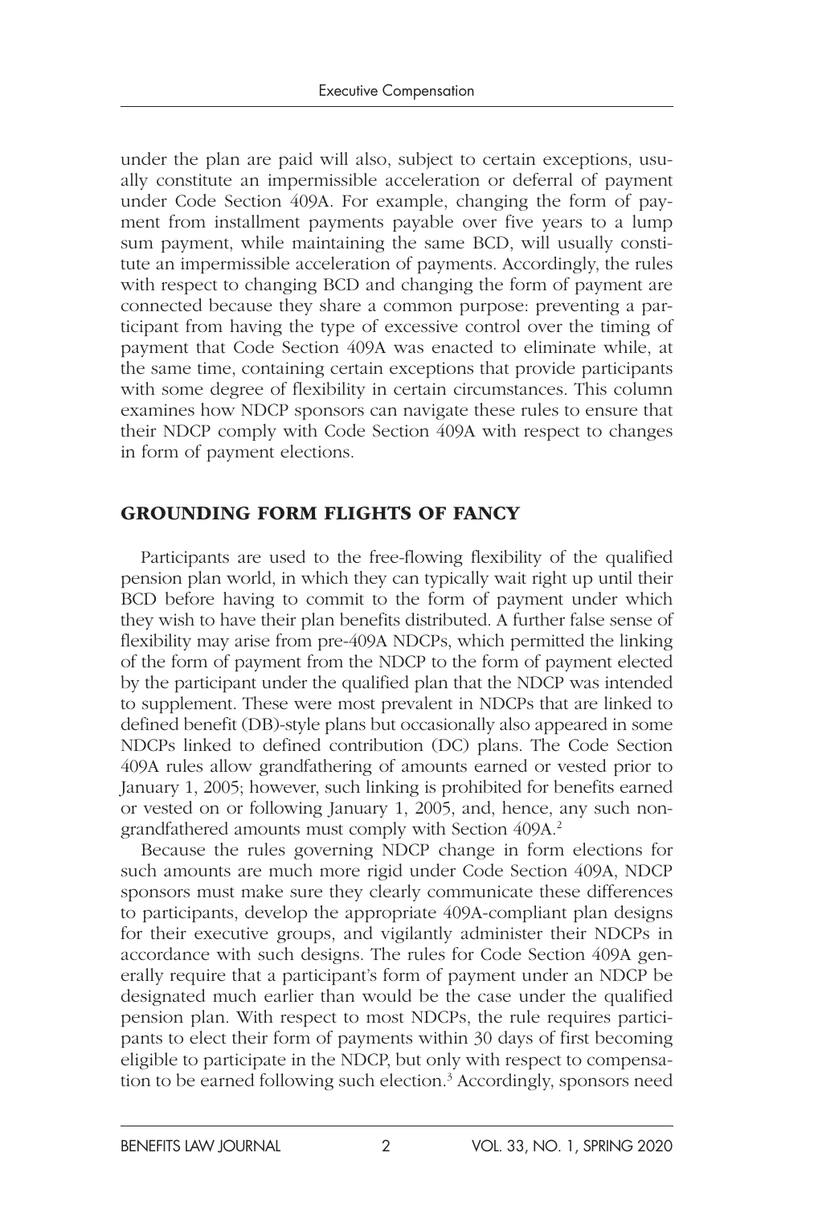under the plan are paid will also, subject to certain exceptions, usually constitute an impermissible acceleration or deferral of payment under Code Section 409A. For example, changing the form of payment from installment payments payable over five years to a lump sum payment, while maintaining the same BCD, will usually constitute an impermissible acceleration of payments. Accordingly, the rules with respect to changing BCD and changing the form of payment are connected because they share a common purpose: preventing a participant from having the type of excessive control over the timing of payment that Code Section 409A was enacted to eliminate while, at the same time, containing certain exceptions that provide participants with some degree of flexibility in certain circumstances. This column examines how NDCP sponsors can navigate these rules to ensure that their NDCP comply with Code Section 409A with respect to changes in form of payment elections.

## GROUNDING FORM FLIGHTS OF FANCY

Participants are used to the free-flowing flexibility of the qualified pension plan world, in which they can typically wait right up until their BCD before having to commit to the form of payment under which they wish to have their plan benefits distributed. A further false sense of flexibility may arise from pre-409A NDCPs, which permitted the linking of the form of payment from the NDCP to the form of payment elected by the participant under the qualified plan that the NDCP was intended to supplement. These were most prevalent in NDCPs that are linked to defined benefit (DB)-style plans but occasionally also appeared in some NDCPs linked to defined contribution (DC) plans. The Code Section 409A rules allow grandfathering of amounts earned or vested prior to January 1, 2005; however, such linking is prohibited for benefits earned or vested on or following January 1, 2005, and, hence, any such non-grandfathered amounts must comply with Section 409A.[2]

Because the rules governing NDCP change in form elections for such amounts are much more rigid under Code Section 409A, NDCP sponsors must make sure they clearly communicate these differences to participants, develop the appropriate 409A-compliant plan designs for their executive groups, and vigilantly administer their NDCPs in accordance with such designs. The rules for Code Section 409A generally require that a participant's form of payment under an NDCP be designated much earlier than would be the case under the qualified pension plan. With respect to most NDCPs, the rule requires participants to elect their form of payments within 30 days of first becoming eligible to participate in the NDCP, but only with respect to compensation to be earned following such election.[3] Accordingly, sponsors need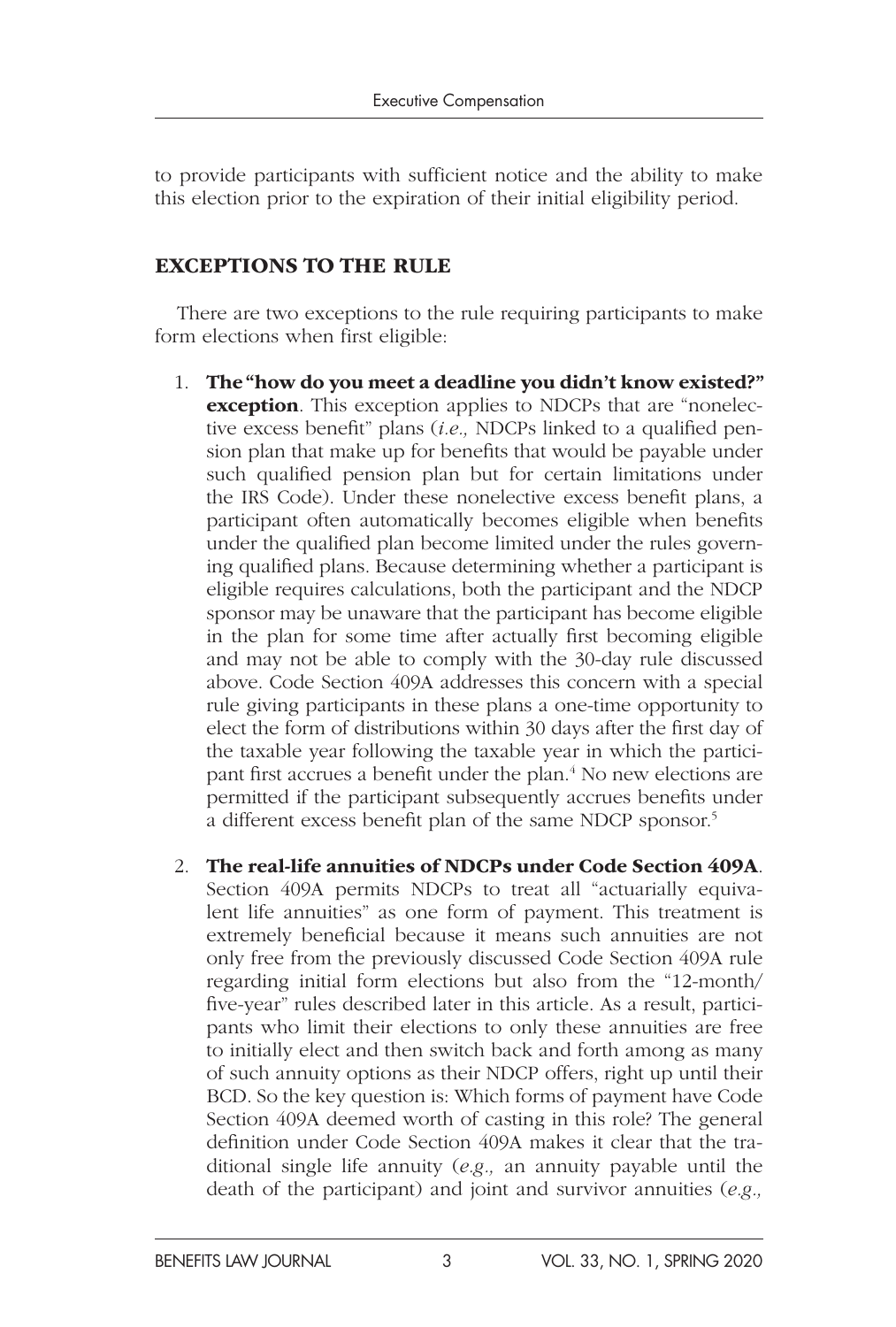to provide participants with sufficient notice and the ability to make this election prior to the expiration of their initial eligibility period.

## EXCEPTIONS TO THE RULE

There are two exceptions to the rule requiring participants to make form elections when first eligible:

1. **The "how do you meet a deadline you didn't know existed?" exception**. This exception applies to NDCPs that are "nonelective excess benefit" plans (*i.e.,* NDCPs linked to a qualified pension plan that make up for benefits that would be payable under such qualified pension plan but for certain limitations under the IRS Code). Under these nonelective excess benefit plans, a participant often automatically becomes eligible when benefits under the qualified plan become limited under the rules governing qualified plans. Because determining whether a participant is eligible requires calculations, both the participant and the NDCP sponsor may be unaware that the participant has become eligible in the plan for some time after actually first becoming eligible and may not be able to comply with the 30-day rule discussed above. Code Section 409A addresses this concern with a special rule giving participants in these plans a one-time opportunity to elect the form of distributions within 30 days after the first day of the taxable year following the taxable year in which the participant first accrues a benefit under the plan.[4] No new elections are permitted if the participant subsequently accrues benefits under a different excess benefit plan of the same NDCP sponsor.[5]

2. **The real-life annuities of NDCPs under Code Section 409A**. Section 409A permits NDCPs to treat all "actuarially equivalent life annuities" as one form of payment. This treatment is extremely beneficial because it means such annuities are not only free from the previously discussed Code Section 409A rule regarding initial form elections but also from the "12-month/five-year" rules described later in this article. As a result, participants who limit their elections to only these annuities are free to initially elect and then switch back and forth among as many of such annuity options as their NDCP offers, right up until their BCD. So the key question is: Which forms of payment have Code Section 409A deemed worth of casting in this role? The general definition under Code Section 409A makes it clear that the traditional single life annuity (*e.g.,* an annuity payable until the death of the participant) and joint and survivor annuities (*e.g.,*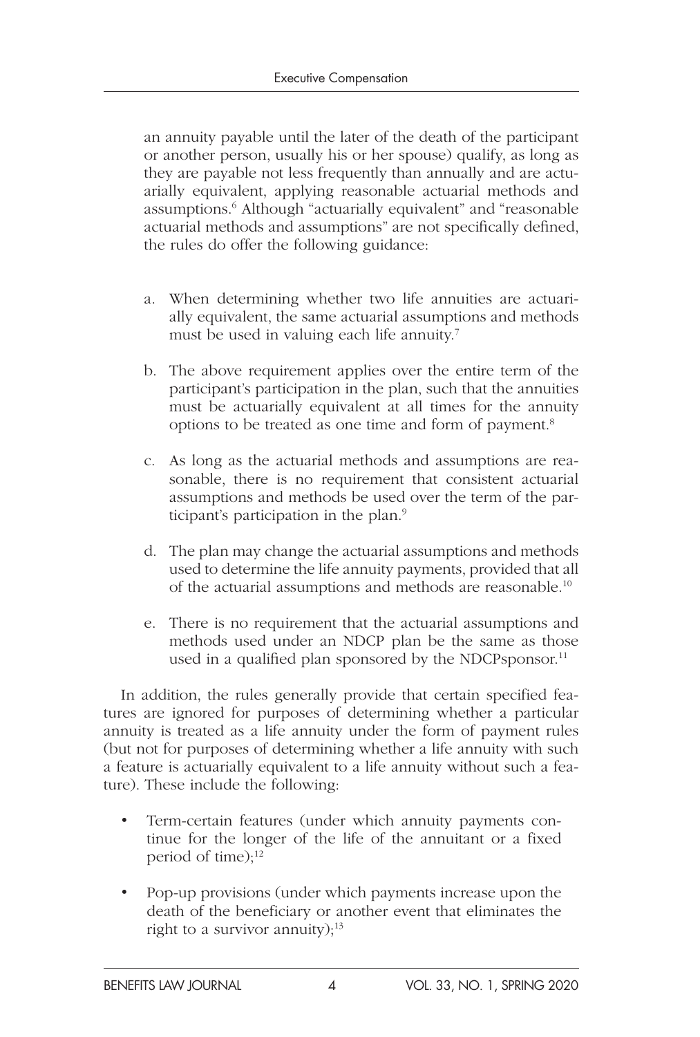an annuity payable until the later of the death of the participant or another person, usually his or her spouse) qualify, as long as they are payable not less frequently than annually and are actuarially equivalent, applying reasonable actuarial methods and assumptions.[6] Although "actuarially equivalent" and "reasonable actuarial methods and assumptions" are not specifically defined, the rules do offer the following guidance:

a. When determining whether two life annuities are actuarially equivalent, the same actuarial assumptions and methods must be used in valuing each life annuity.[7]

b. The above requirement applies over the entire term of the participant's participation in the plan, such that the annuities must be actuarially equivalent at all times for the annuity options to be treated as one time and form of payment.[8]

c. As long as the actuarial methods and assumptions are reasonable, there is no requirement that consistent actuarial assumptions and methods be used over the term of the participant's participation in the plan.[9]

d. The plan may change the actuarial assumptions and methods used to determine the life annuity payments, provided that all of the actuarial assumptions and methods are reasonable.[10]

e. There is no requirement that the actuarial assumptions and methods used under an NDCP plan be the same as those used in a qualified plan sponsored by the NDCPsponsor.[11]

In addition, the rules generally provide that certain specified features are ignored for purposes of determining whether a particular annuity is treated as a life annuity under the form of payment rules (but not for purposes of determining whether a life annuity with such a feature is actuarially equivalent to a life annuity without such a feature). These include the following:

- Term-certain features (under which annuity payments continue for the longer of the life of the annuitant or a fixed period of time);[12]
- Pop-up provisions (under which payments increase upon the death of the beneficiary or another event that eliminates the right to a survivor annuity);[13]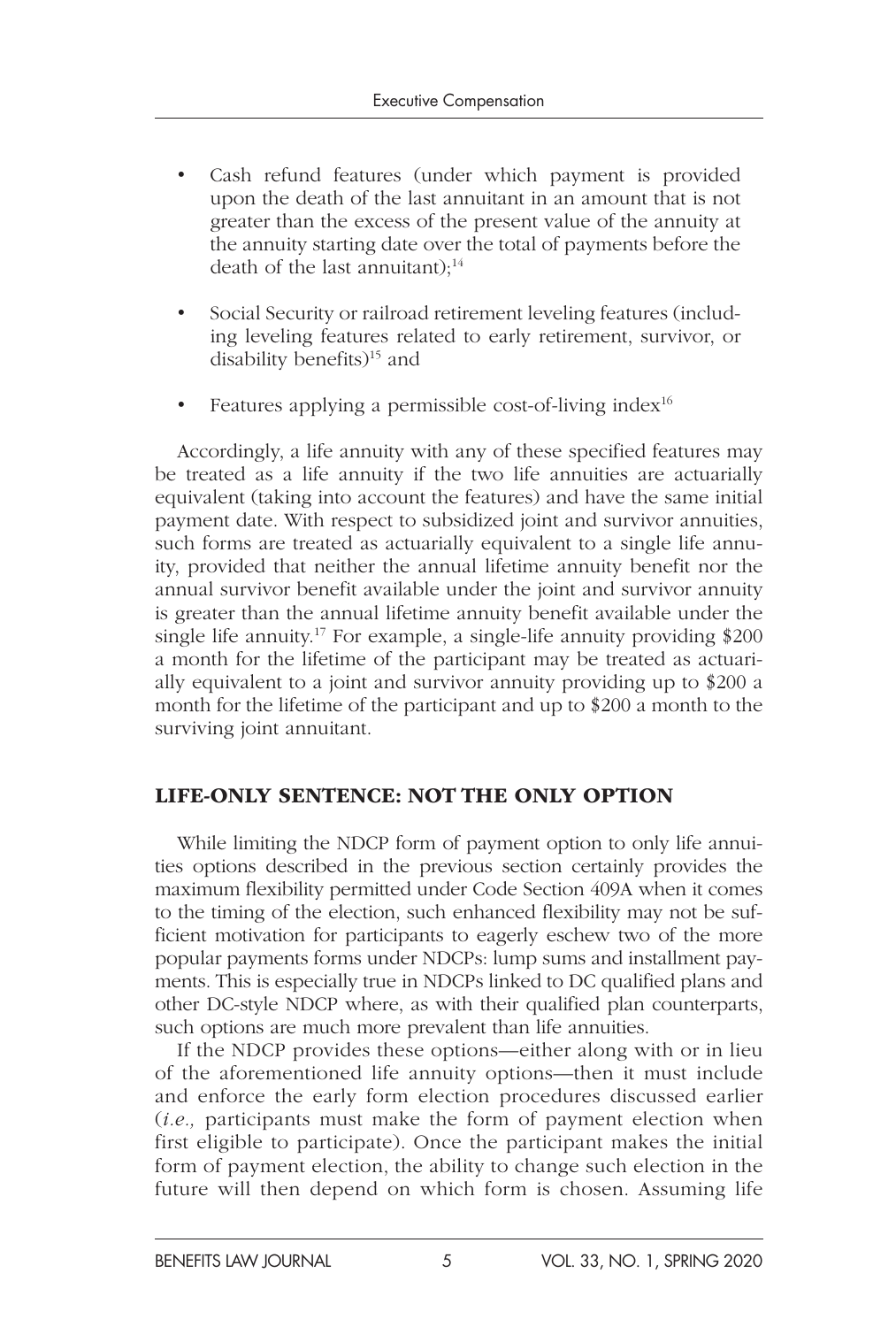- Cash refund features (under which payment is provided upon the death of the last annuitant in an amount that is not greater than the excess of the present value of the annuity at the annuity starting date over the total of payments before the death of the last annuitant);[14]

- Social Security or railroad retirement leveling features (including leveling features related to early retirement, survivor, or disability benefits)[15] and

- Features applying a permissible cost-of-living index[16]

Accordingly, a life annuity with any of these specified features may be treated as a life annuity if the two life annuities are actuarially equivalent (taking into account the features) and have the same initial payment date. With respect to subsidized joint and survivor annuities, such forms are treated as actuarially equivalent to a single life annuity, provided that neither the annual lifetime annuity benefit nor the annual survivor benefit available under the joint and survivor annuity is greater than the annual lifetime annuity benefit available under the single life annuity.[17] For example, a single-life annuity providing $200 a month for the lifetime of the participant may be treated as actuarially equivalent to a joint and survivor annuity providing up to $200 a month for the lifetime of the participant and up to $200 a month to the surviving joint annuitant.

## LIFE-ONLY SENTENCE: NOT THE ONLY OPTION

While limiting the NDCP form of payment option to only life annuities options described in the previous section certainly provides the maximum flexibility permitted under Code Section 409A when it comes to the timing of the election, such enhanced flexibility may not be sufficient motivation for participants to eagerly eschew two of the more popular payments forms under NDCPs: lump sums and installment payments. This is especially true in NDCPs linked to DC qualified plans and other DC-style NDCP where, as with their qualified plan counterparts, such options are much more prevalent than life annuities.

If the NDCP provides these options—either along with or in lieu of the aforementioned life annuity options—then it must include and enforce the early form election procedures discussed earlier (*i.e.,* participants must make the form of payment election when first eligible to participate). Once the participant makes the initial form of payment election, the ability to change such election in the future will then depend on which form is chosen. Assuming life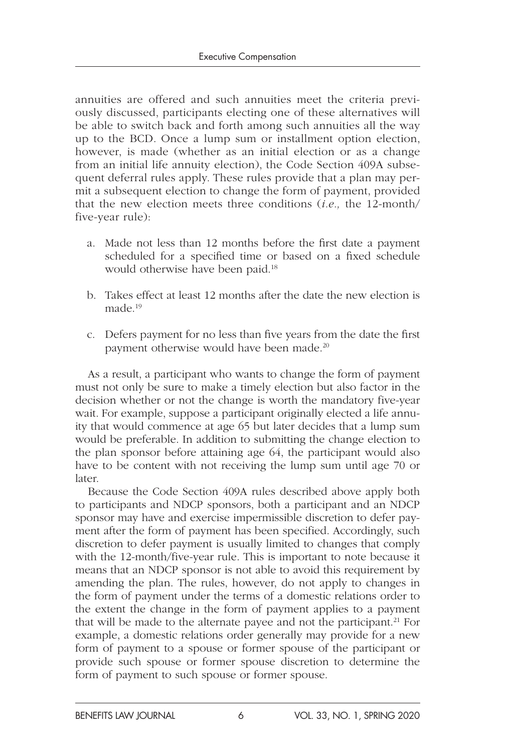annuities are offered and such annuities meet the criteria previously discussed, participants electing one of these alternatives will be able to switch back and forth among such annuities all the way up to the BCD. Once a lump sum or installment option election, however, is made (whether as an initial election or as a change from an initial life annuity election), the Code Section 409A subsequent deferral rules apply. These rules provide that a plan may permit a subsequent election to change the form of payment, provided that the new election meets three conditions (*i.e.,* the 12-month/five-year rule):

a. Made not less than 12 months before the first date a payment scheduled for a specified time or based on a fixed schedule would otherwise have been paid.[18]

b. Takes effect at least 12 months after the date the new election is made.[19]

c. Defers payment for no less than five years from the date the first payment otherwise would have been made.[20]

As a result, a participant who wants to change the form of payment must not only be sure to make a timely election but also factor in the decision whether or not the change is worth the mandatory five-year wait. For example, suppose a participant originally elected a life annuity that would commence at age 65 but later decides that a lump sum would be preferable. In addition to submitting the change election to the plan sponsor before attaining age 64, the participant would also have to be content with not receiving the lump sum until age 70 or later.

Because the Code Section 409A rules described above apply both to participants and NDCP sponsors, both a participant and an NDCP sponsor may have and exercise impermissible discretion to defer payment after the form of payment has been specified. Accordingly, such discretion to defer payment is usually limited to changes that comply with the 12-month/five-year rule. This is important to note because it means that an NDCP sponsor is not able to avoid this requirement by amending the plan. The rules, however, do not apply to changes in the form of payment under the terms of a domestic relations order to the extent the change in the form of payment applies to a payment that will be made to the alternate payee and not the participant.[21] For example, a domestic relations order generally may provide for a new form of payment to a spouse or former spouse of the participant or provide such spouse or former spouse discretion to determine the form of payment to such spouse or former spouse.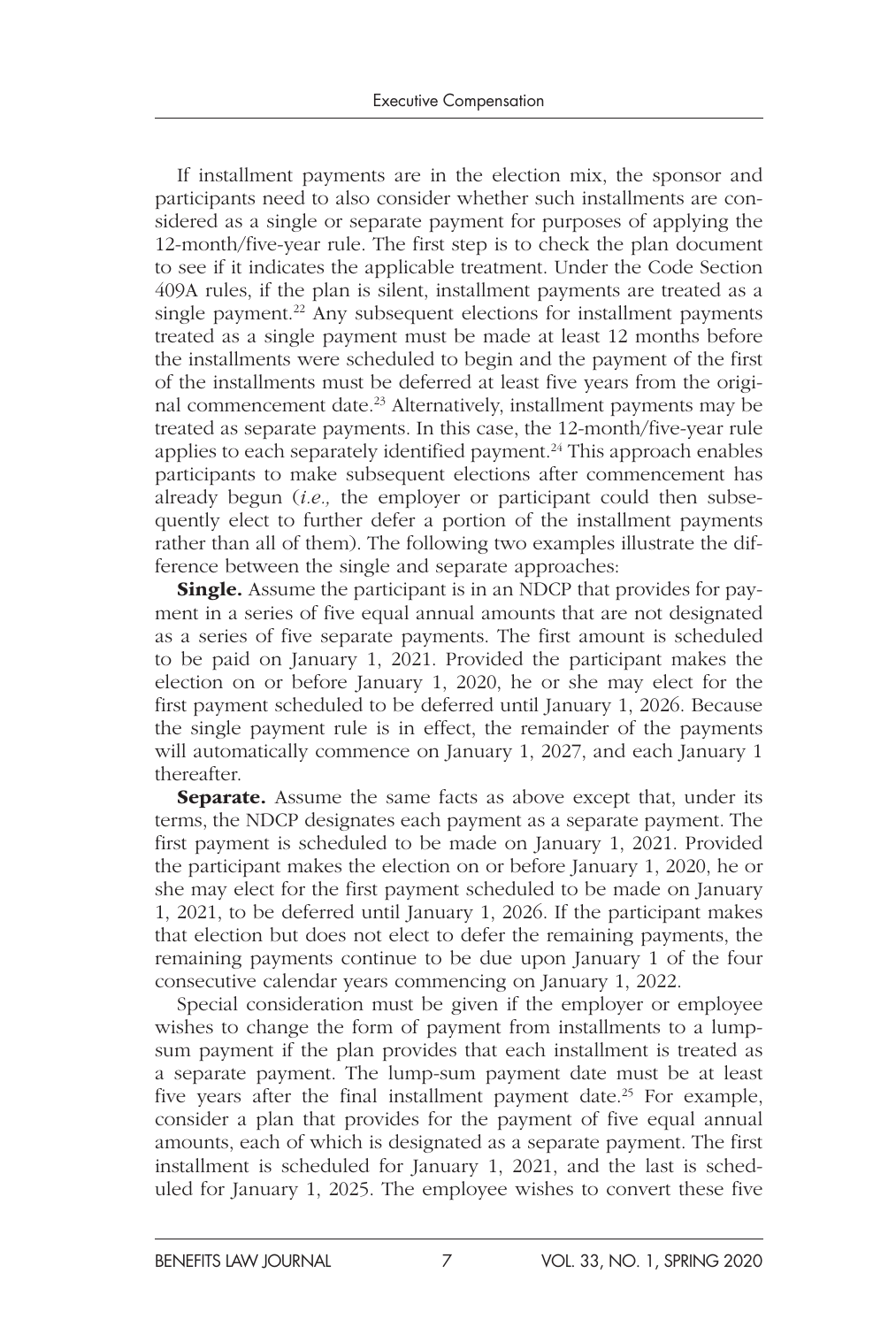If installment payments are in the election mix, the sponsor and participants need to also consider whether such installments are considered as a single or separate payment for purposes of applying the 12-month/five-year rule. The first step is to check the plan document to see if it indicates the applicable treatment. Under the Code Section 409A rules, if the plan is silent, installment payments are treated as a single payment.[22] Any subsequent elections for installment payments treated as a single payment must be made at least 12 months before the installments were scheduled to begin and the payment of the first of the installments must be deferred at least five years from the original commencement date.[23] Alternatively, installment payments may be treated as separate payments. In this case, the 12-month/five-year rule applies to each separately identified payment.[24] This approach enables participants to make subsequent elections after commencement has already begun (*i.e.,* the employer or participant could then subsequently elect to further defer a portion of the installment payments rather than all of them). The following two examples illustrate the difference between the single and separate approaches:

**Single.** Assume the participant is in an NDCP that provides for payment in a series of five equal annual amounts that are not designated as a series of five separate payments. The first amount is scheduled to be paid on January 1, 2021. Provided the participant makes the election on or before January 1, 2020, he or she may elect for the first payment scheduled to be deferred until January 1, 2026. Because the single payment rule is in effect, the remainder of the payments will automatically commence on January 1, 2027, and each January 1 thereafter.

**Separate.** Assume the same facts as above except that, under its terms, the NDCP designates each payment as a separate payment. The first payment is scheduled to be made on January 1, 2021. Provided the participant makes the election on or before January 1, 2020, he or she may elect for the first payment scheduled to be made on January 1, 2021, to be deferred until January 1, 2026. If the participant makes that election but does not elect to defer the remaining payments, the remaining payments continue to be due upon January 1 of the four consecutive calendar years commencing on January 1, 2022.

Special consideration must be given if the employer or employee wishes to change the form of payment from installments to a lump-sum payment if the plan provides that each installment is treated as a separate payment. The lump-sum payment date must be at least five years after the final installment payment date.[25] For example, consider a plan that provides for the payment of five equal annual amounts, each of which is designated as a separate payment. The first installment is scheduled for January 1, 2021, and the last is scheduled for January 1, 2025. The employee wishes to convert these five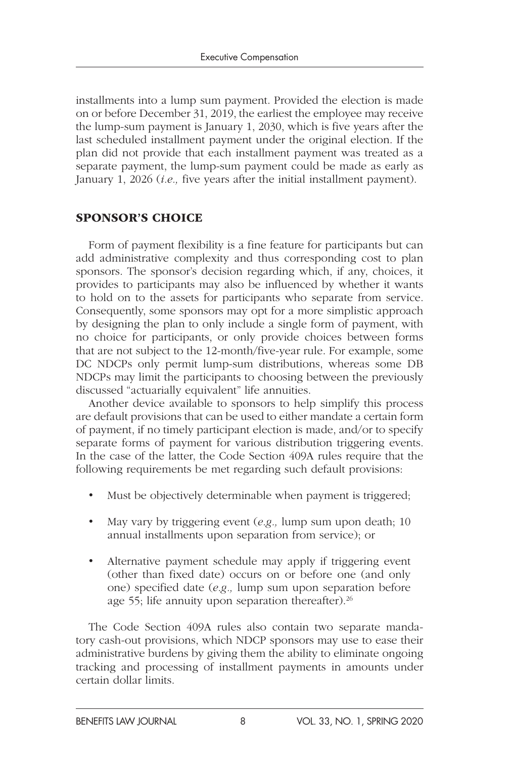installments into a lump sum payment. Provided the election is made on or before December 31, 2019, the earliest the employee may receive the lump-sum payment is January 1, 2030, which is five years after the last scheduled installment payment under the original election. If the plan did not provide that each installment payment was treated as a separate payment, the lump-sum payment could be made as early as January 1, 2026 (*i.e.,* five years after the initial installment payment).

## SPONSOR'S CHOICE

Form of payment flexibility is a fine feature for participants but can add administrative complexity and thus corresponding cost to plan sponsors. The sponsor's decision regarding which, if any, choices, it provides to participants may also be influenced by whether it wants to hold on to the assets for participants who separate from service. Consequently, some sponsors may opt for a more simplistic approach by designing the plan to only include a single form of payment, with no choice for participants, or only provide choices between forms that are not subject to the 12-month/five-year rule. For example, some DC NDCPs only permit lump-sum distributions, whereas some DB NDCPs may limit the participants to choosing between the previously discussed "actuarially equivalent" life annuities.

Another device available to sponsors to help simplify this process are default provisions that can be used to either mandate a certain form of payment, if no timely participant election is made, and/or to specify separate forms of payment for various distribution triggering events. In the case of the latter, the Code Section 409A rules require that the following requirements be met regarding such default provisions:

- Must be objectively determinable when payment is triggered;
- May vary by triggering event (*e.g.,* lump sum upon death; 10 annual installments upon separation from service); or
- Alternative payment schedule may apply if triggering event (other than fixed date) occurs on or before one (and only one) specified date (*e.g.,* lump sum upon separation before age 55; life annuity upon separation thereafter).[26]

The Code Section 409A rules also contain two separate mandatory cash-out provisions, which NDCP sponsors may use to ease their administrative burdens by giving them the ability to eliminate ongoing tracking and processing of installment payments in amounts under certain dollar limits.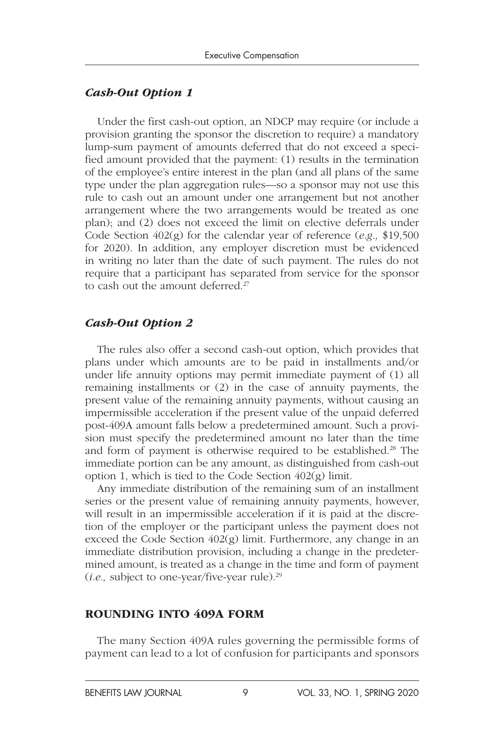### *Cash-Out Option 1*

Under the first cash-out option, an NDCP may require (or include a provision granting the sponsor the discretion to require) a mandatory lump-sum payment of amounts deferred that do not exceed a specified amount provided that the payment: (1) results in the termination of the employee's entire interest in the plan (and all plans of the same type under the plan aggregation rules—so a sponsor may not use this rule to cash out an amount under one arrangement but not another arrangement where the two arrangements would be treated as one plan); and (2) does not exceed the limit on elective deferrals under Code Section 402(g) for the calendar year of reference (*e.g.,* $19,500 for 2020). In addition, any employer discretion must be evidenced in writing no later than the date of such payment. The rules do not require that a participant has separated from service for the sponsor to cash out the amount deferred.[27]

### *Cash-Out Option 2*

The rules also offer a second cash-out option, which provides that plans under which amounts are to be paid in installments and/or under life annuity options may permit immediate payment of (1) all remaining installments or (2) in the case of annuity payments, the present value of the remaining annuity payments, without causing an impermissible acceleration if the present value of the unpaid deferred post-409A amount falls below a predetermined amount. Such a provision must specify the predetermined amount no later than the time and form of payment is otherwise required to be established.[28] The immediate portion can be any amount, as distinguished from cash-out option 1, which is tied to the Code Section 402(g) limit.

Any immediate distribution of the remaining sum of an installment series or the present value of remaining annuity payments, however, will result in an impermissible acceleration if it is paid at the discretion of the employer or the participant unless the payment does not exceed the Code Section 402(g) limit. Furthermore, any change in an immediate distribution provision, including a change in the predetermined amount, is treated as a change in the time and form of payment (*i.e.,* subject to one-year/five-year rule).[29]

## ROUNDING INTO 409A FORM

The many Section 409A rules governing the permissible forms of payment can lead to a lot of confusion for participants and sponsors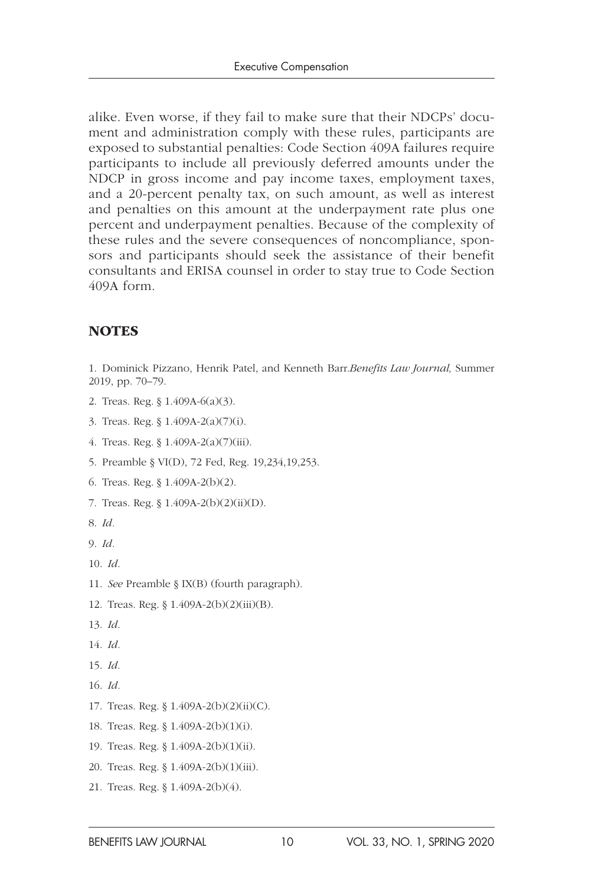alike. Even worse, if they fail to make sure that their NDCPs' document and administration comply with these rules, participants are exposed to substantial penalties: Code Section 409A failures require participants to include all previously deferred amounts under the NDCP in gross income and pay income taxes, employment taxes, and a 20-percent penalty tax, on such amount, as well as interest and penalties on this amount at the underpayment rate plus one percent and underpayment penalties. Because of the complexity of these rules and the severe consequences of noncompliance, sponsors and participants should seek the assistance of their benefit consultants and ERISA counsel in order to stay true to Code Section 409A form.

## NOTES

1. Dominick Pizzano, Henrik Patel, and Kenneth Barr.*Benefits Law Journal,* Summer 2019, pp. 70–79.
2. Treas. Reg. § 1.409A-6(a)(3).
3. Treas. Reg. § 1.409A-2(a)(7)(i).
4. Treas. Reg. § 1.409A-2(a)(7)(iii).
5. Preamble § VI(D), 72 Fed, Reg. 19,234,19,253.
6. Treas. Reg. § 1.409A-2(b)(2).
7. Treas. Reg. § 1.409A-2(b)(2)(ii)(D).
8. *Id.*
9. *Id.*
10. *Id.*
11. *See* Preamble § IX(B) (fourth paragraph).
12. Treas. Reg. § 1.409A-2(b)(2)(iii)(B).
13. *Id.*
14. *Id.*
15. *Id.*
16. *Id.*
17. Treas. Reg. § 1.409A-2(b)(2)(ii)(C).
18. Treas. Reg. § 1.409A-2(b)(1)(i).
19. Treas. Reg. § 1.409A-2(b)(1)(ii).
20. Treas. Reg. § 1.409A-2(b)(1)(iii).
21. Treas. Reg. § 1.409A-2(b)(4).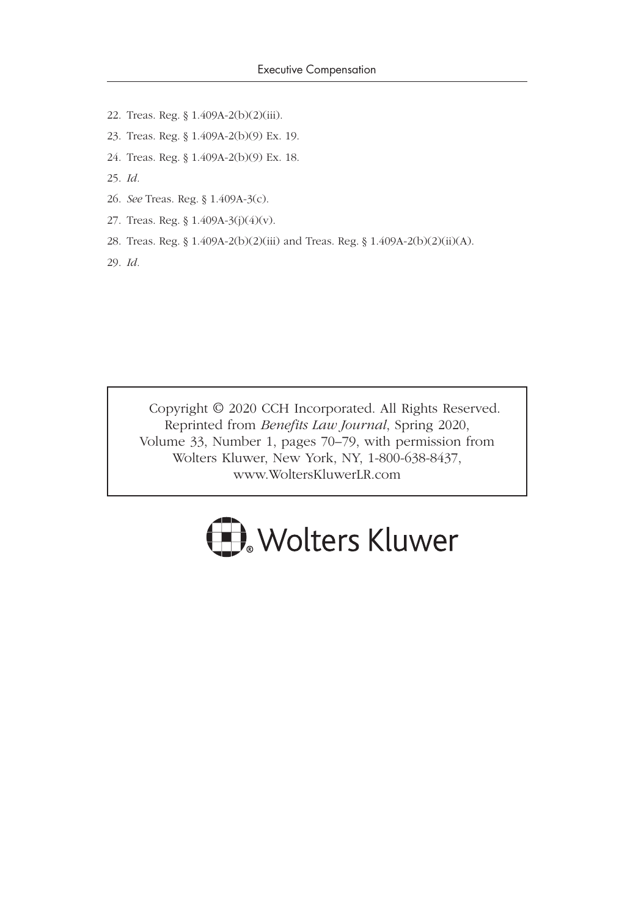22. Treas. Reg. § 1.409A-2(b)(2)(iii).

23. Treas. Reg. § 1.409A-2(b)(9) Ex. 19.

24. Treas. Reg. § 1.409A-2(b)(9) Ex. 18.

25. *Id*.

26. *See* Treas. Reg. § 1.409A-3(c).

27. Treas. Reg. § 1.409A-3(j)(4)(v).

28. Treas. Reg. § 1.409A-2(b)(2)(iii) and Treas. Reg. § 1.409A-2(b)(2)(ii)(A).

29. *Id*.

Copyright © 2020 CCH Incorporated. All Rights Reserved.
Reprinted from *Benefits Law Journal*, Spring 2020,
Volume 33, Number 1, pages 70–79, with permission from
Wolters Kluwer, New York, NY, 1-800-638-8437,
www.WoltersKluwerLR.com

Wolters Kluwer